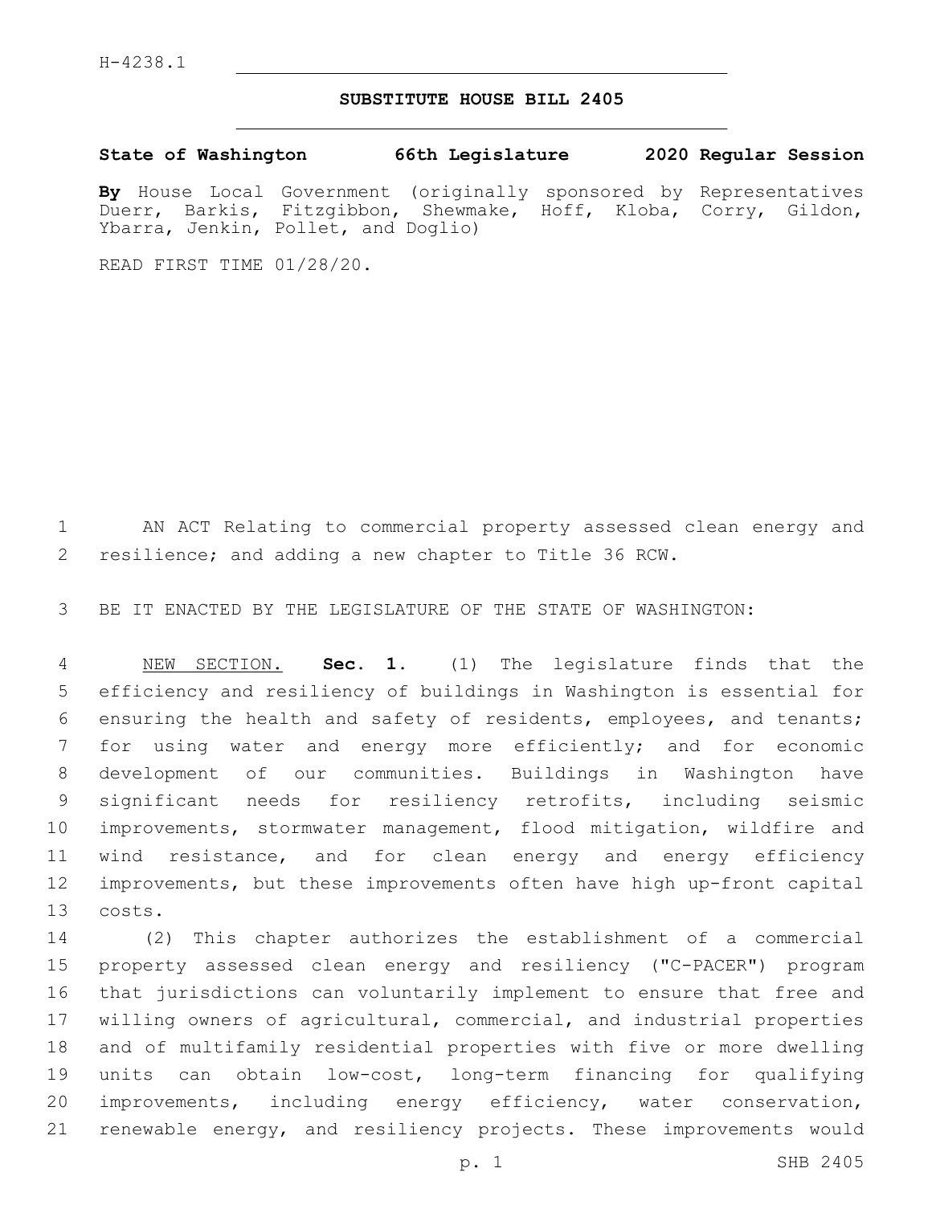H-4238.1

# SUBSTITUTE HOUSE BILL 2405

**State of Washington 66th Legislature 2020 Regular Session**

**By** House Local Government (originally sponsored by Representatives Duerr, Barkis, Fitzgibbon, Shewmake, Hoff, Kloba, Corry, Gildon, Ybarra, Jenkin, Pollet, and Doglio)

READ FIRST TIME 01/28/20.

AN ACT Relating to commercial property assessed clean energy and resilience; and adding a new chapter to Title 36 RCW.

BE IT ENACTED BY THE LEGISLATURE OF THE STATE OF WASHINGTON:

NEW SECTION. **Sec. 1.** (1) The legislature finds that the efficiency and resiliency of buildings in Washington is essential for ensuring the health and safety of residents, employees, and tenants; for using water and energy more efficiently; and for economic development of our communities. Buildings in Washington have significant needs for resiliency retrofits, including seismic improvements, stormwater management, flood mitigation, wildfire and wind resistance, and for clean energy and energy efficiency improvements, but these improvements often have high up-front capital costs.

(2) This chapter authorizes the establishment of a commercial property assessed clean energy and resiliency ("C-PACER") program that jurisdictions can voluntarily implement to ensure that free and willing owners of agricultural, commercial, and industrial properties and of multifamily residential properties with five or more dwelling units can obtain low-cost, long-term financing for qualifying improvements, including energy efficiency, water conservation, renewable energy, and resiliency projects. These improvements would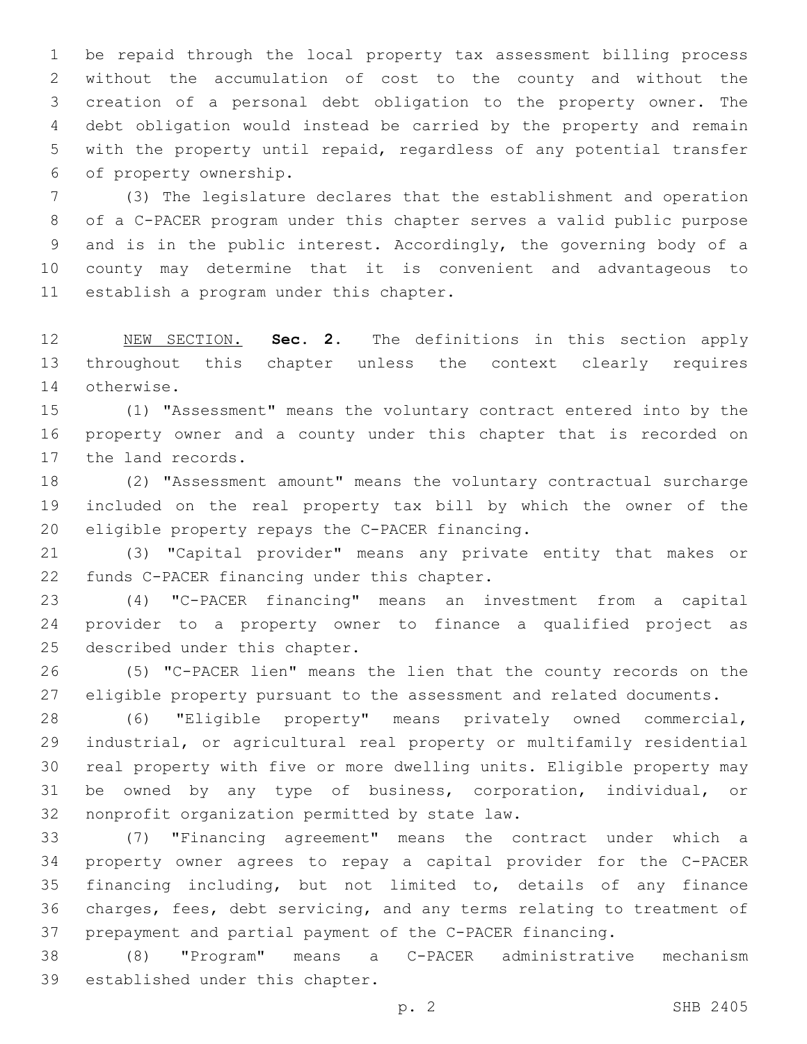be repaid through the local property tax assessment billing process without the accumulation of cost to the county and without the creation of a personal debt obligation to the property owner. The debt obligation would instead be carried by the property and remain with the property until repaid, regardless of any potential transfer of property ownership.

(3) The legislature declares that the establishment and operation of a C-PACER program under this chapter serves a valid public purpose and is in the public interest. Accordingly, the governing body of a county may determine that it is convenient and advantageous to establish a program under this chapter.

NEW SECTION. **Sec. 2.** The definitions in this section apply throughout this chapter unless the context clearly requires otherwise.

(1) "Assessment" means the voluntary contract entered into by the property owner and a county under this chapter that is recorded on the land records.

(2) "Assessment amount" means the voluntary contractual surcharge included on the real property tax bill by which the owner of the eligible property repays the C-PACER financing.

(3) "Capital provider" means any private entity that makes or funds C-PACER financing under this chapter.

(4) "C-PACER financing" means an investment from a capital provider to a property owner to finance a qualified project as described under this chapter.

(5) "C-PACER lien" means the lien that the county records on the eligible property pursuant to the assessment and related documents.

(6) "Eligible property" means privately owned commercial, industrial, or agricultural real property or multifamily residential real property with five or more dwelling units. Eligible property may be owned by any type of business, corporation, individual, or nonprofit organization permitted by state law.

(7) "Financing agreement" means the contract under which a property owner agrees to repay a capital provider for the C-PACER financing including, but not limited to, details of any finance charges, fees, debt servicing, and any terms relating to treatment of prepayment and partial payment of the C-PACER financing.

(8) "Program" means a C-PACER administrative mechanism established under this chapter.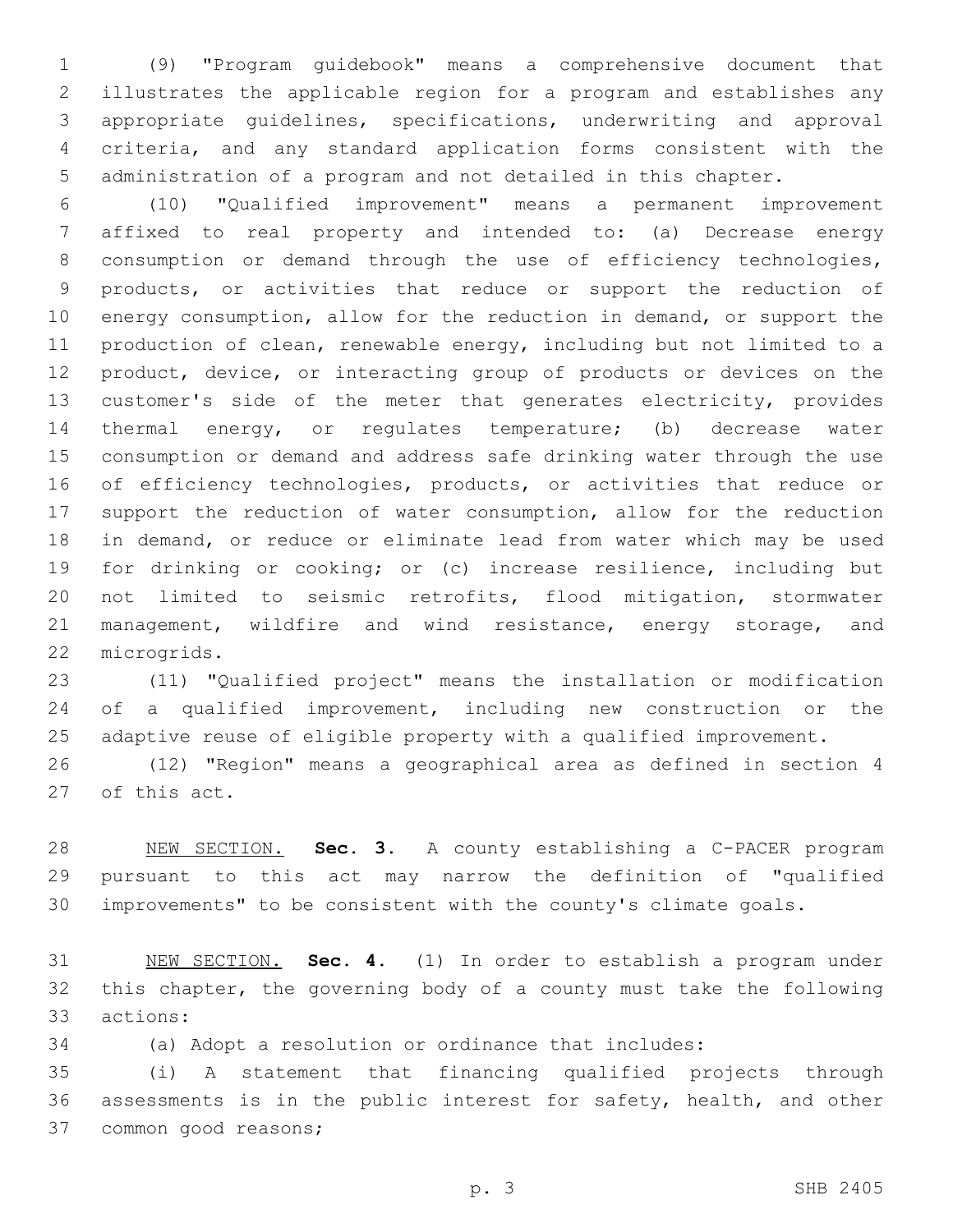(9) "Program guidebook" means a comprehensive document that illustrates the applicable region for a program and establishes any appropriate guidelines, specifications, underwriting and approval criteria, and any standard application forms consistent with the administration of a program and not detailed in this chapter.

(10) "Qualified improvement" means a permanent improvement affixed to real property and intended to: (a) Decrease energy consumption or demand through the use of efficiency technologies, products, or activities that reduce or support the reduction of energy consumption, allow for the reduction in demand, or support the production of clean, renewable energy, including but not limited to a product, device, or interacting group of products or devices on the customer's side of the meter that generates electricity, provides thermal energy, or regulates temperature; (b) decrease water consumption or demand and address safe drinking water through the use of efficiency technologies, products, or activities that reduce or support the reduction of water consumption, allow for the reduction in demand, or reduce or eliminate lead from water which may be used for drinking or cooking; or (c) increase resilience, including but not limited to seismic retrofits, flood mitigation, stormwater management, wildfire and wind resistance, energy storage, and microgrids.

(11) "Qualified project" means the installation or modification of a qualified improvement, including new construction or the adaptive reuse of eligible property with a qualified improvement.

(12) "Region" means a geographical area as defined in section 4 of this act.

NEW SECTION. **Sec. 3.** A county establishing a C-PACER program pursuant to this act may narrow the definition of "qualified improvements" to be consistent with the county's climate goals.

NEW SECTION. **Sec. 4.** (1) In order to establish a program under this chapter, the governing body of a county must take the following actions:

(a) Adopt a resolution or ordinance that includes:

(i) A statement that financing qualified projects through assessments is in the public interest for safety, health, and other common good reasons;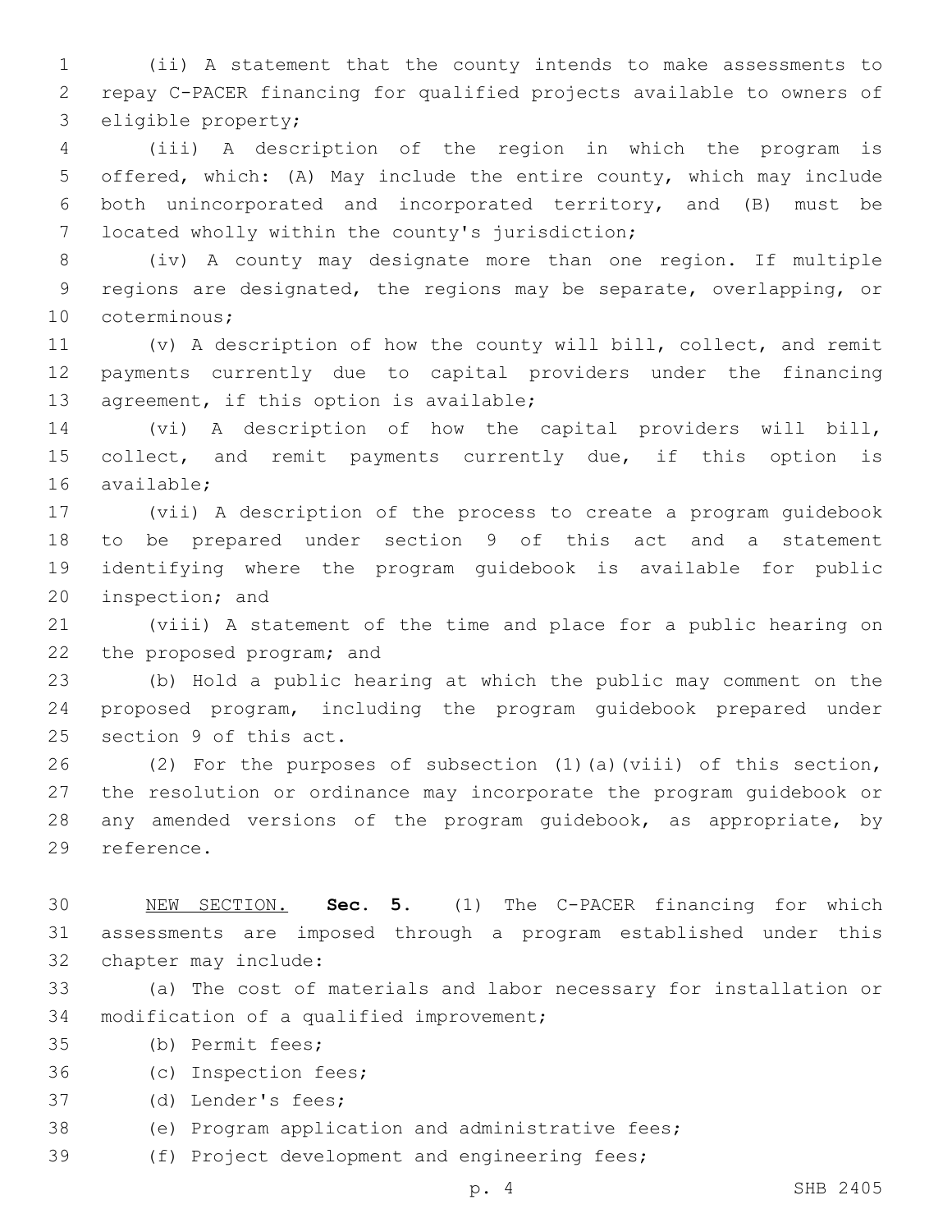(ii) A statement that the county intends to make assessments to repay C-PACER financing for qualified projects available to owners of eligible property;

(iii) A description of the region in which the program is offered, which: (A) May include the entire county, which may include both unincorporated and incorporated territory, and (B) must be located wholly within the county's jurisdiction;

(iv) A county may designate more than one region. If multiple regions are designated, the regions may be separate, overlapping, or coterminous;

(v) A description of how the county will bill, collect, and remit payments currently due to capital providers under the financing agreement, if this option is available;

(vi) A description of how the capital providers will bill, collect, and remit payments currently due, if this option is available;

(vii) A description of the process to create a program guidebook to be prepared under section 9 of this act and a statement identifying where the program guidebook is available for public inspection; and

(viii) A statement of the time and place for a public hearing on the proposed program; and

(b) Hold a public hearing at which the public may comment on the proposed program, including the program guidebook prepared under section 9 of this act.

(2) For the purposes of subsection (1)(a)(viii) of this section, the resolution or ordinance may incorporate the program guidebook or any amended versions of the program guidebook, as appropriate, by reference.

NEW SECTION. **Sec. 5.** (1) The C-PACER financing for which assessments are imposed through a program established under this chapter may include:

(a) The cost of materials and labor necessary for installation or modification of a qualified improvement;

(b) Permit fees;

(c) Inspection fees;

(d) Lender's fees;

(e) Program application and administrative fees;

(f) Project development and engineering fees;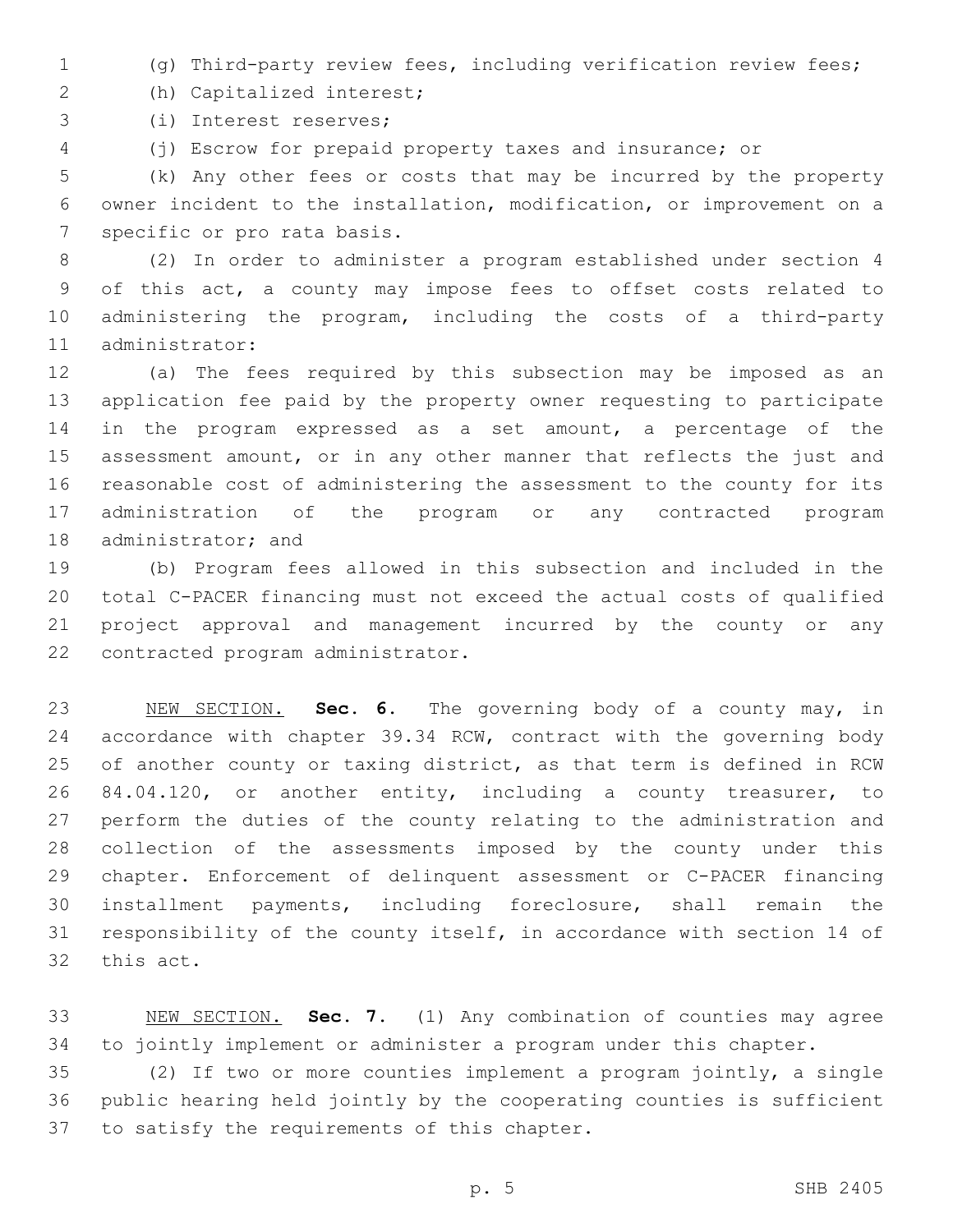(g) Third-party review fees, including verification review fees;

(h) Capitalized interest;

(i) Interest reserves;

(j) Escrow for prepaid property taxes and insurance; or

(k) Any other fees or costs that may be incurred by the property owner incident to the installation, modification, or improvement on a specific or pro rata basis.

(2) In order to administer a program established under section 4 of this act, a county may impose fees to offset costs related to administering the program, including the costs of a third-party administrator:

(a) The fees required by this subsection may be imposed as an application fee paid by the property owner requesting to participate in the program expressed as a set amount, a percentage of the assessment amount, or in any other manner that reflects the just and reasonable cost of administering the assessment to the county for its administration of the program or any contracted program administrator; and

(b) Program fees allowed in this subsection and included in the total C-PACER financing must not exceed the actual costs of qualified project approval and management incurred by the county or any contracted program administrator.

NEW SECTION. **Sec. 6.** The governing body of a county may, in accordance with chapter 39.34 RCW, contract with the governing body of another county or taxing district, as that term is defined in RCW 84.04.120, or another entity, including a county treasurer, to perform the duties of the county relating to the administration and collection of the assessments imposed by the county under this chapter. Enforcement of delinquent assessment or C-PACER financing installment payments, including foreclosure, shall remain the responsibility of the county itself, in accordance with section 14 of this act.

NEW SECTION. **Sec. 7.** (1) Any combination of counties may agree to jointly implement or administer a program under this chapter.

(2) If two or more counties implement a program jointly, a single public hearing held jointly by the cooperating counties is sufficient to satisfy the requirements of this chapter.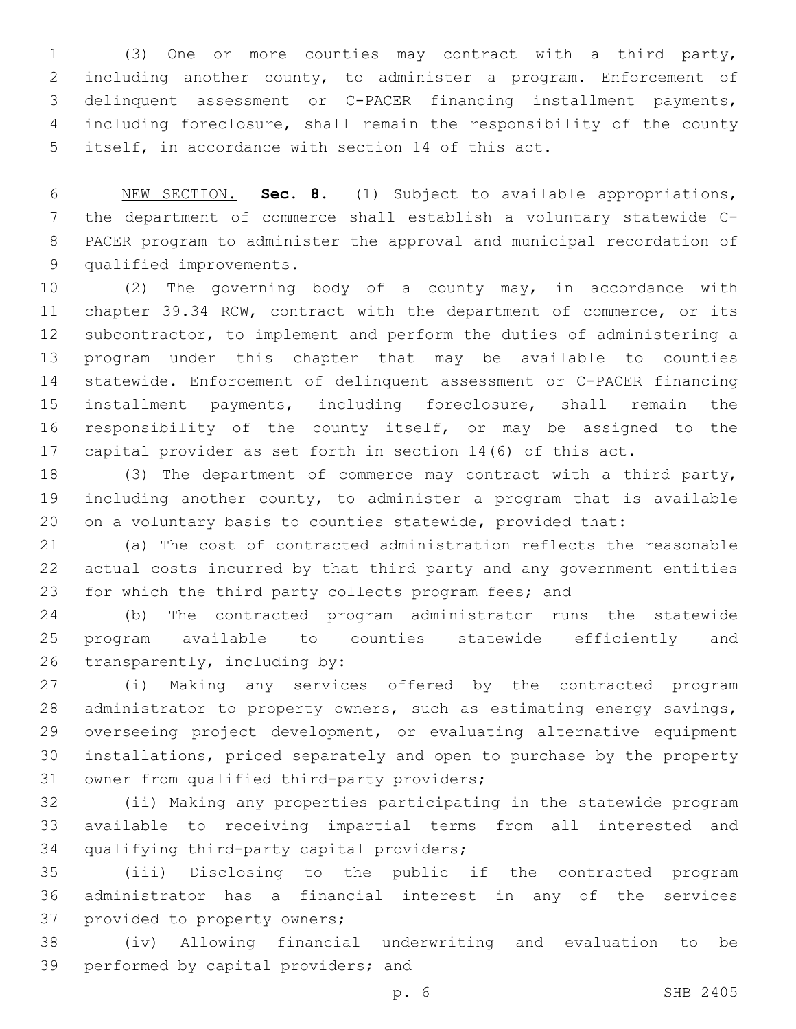(3) One or more counties may contract with a third party, including another county, to administer a program. Enforcement of delinquent assessment or C-PACER financing installment payments, including foreclosure, shall remain the responsibility of the county itself, in accordance with section 14 of this act.

NEW SECTION. **Sec. 8.** (1) Subject to available appropriations, the department of commerce shall establish a voluntary statewide C-PACER program to administer the approval and municipal recordation of qualified improvements.

(2) The governing body of a county may, in accordance with chapter 39.34 RCW, contract with the department of commerce, or its subcontractor, to implement and perform the duties of administering a program under this chapter that may be available to counties statewide. Enforcement of delinquent assessment or C-PACER financing installment payments, including foreclosure, shall remain the responsibility of the county itself, or may be assigned to the capital provider as set forth in section 14(6) of this act.

(3) The department of commerce may contract with a third party, including another county, to administer a program that is available on a voluntary basis to counties statewide, provided that:

(a) The cost of contracted administration reflects the reasonable actual costs incurred by that third party and any government entities for which the third party collects program fees; and

(b) The contracted program administrator runs the statewide program available to counties statewide efficiently and transparently, including by:

(i) Making any services offered by the contracted program administrator to property owners, such as estimating energy savings, overseeing project development, or evaluating alternative equipment installations, priced separately and open to purchase by the property owner from qualified third-party providers;

(ii) Making any properties participating in the statewide program available to receiving impartial terms from all interested and qualifying third-party capital providers;

(iii) Disclosing to the public if the contracted program administrator has a financial interest in any of the services provided to property owners;

(iv) Allowing financial underwriting and evaluation to be performed by capital providers; and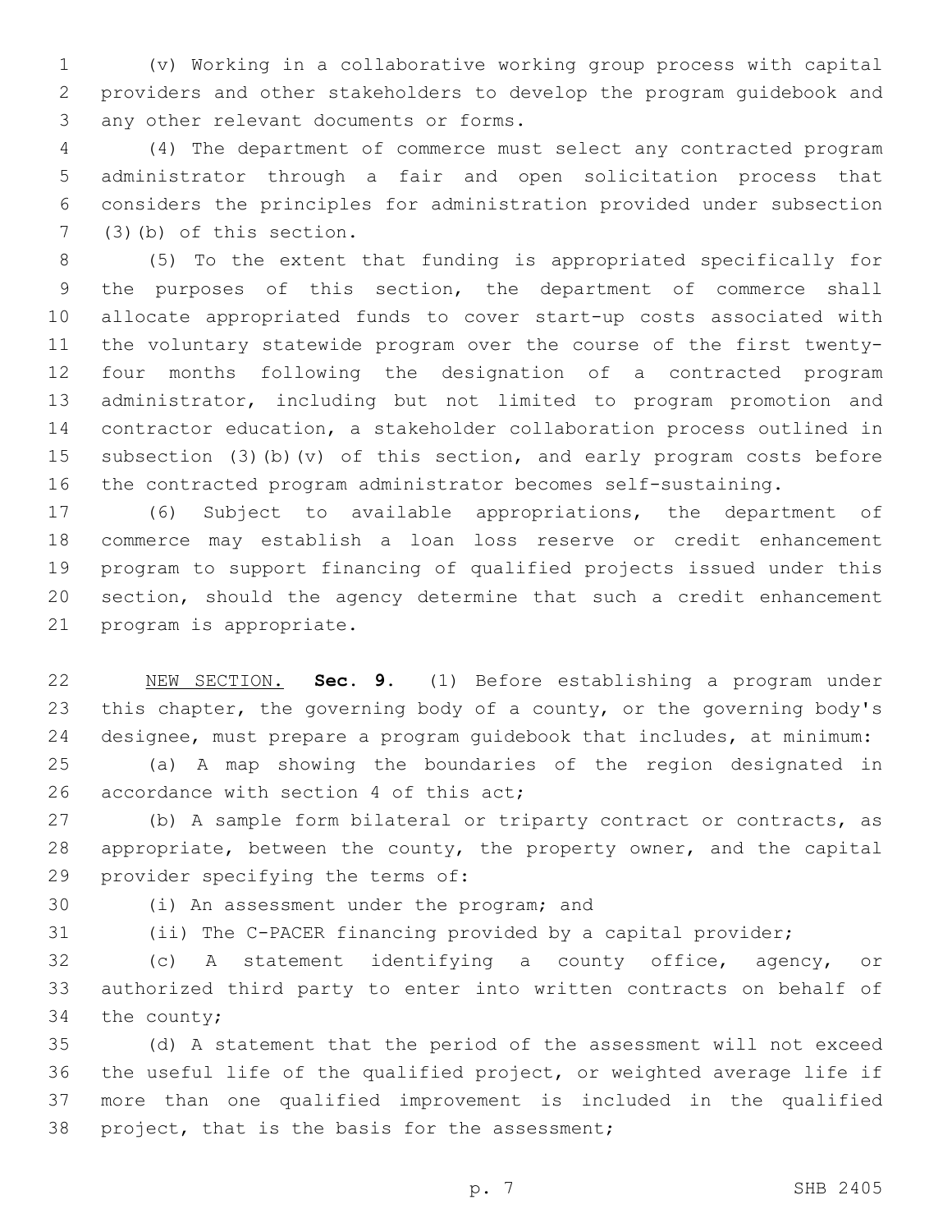(v) Working in a collaborative working group process with capital providers and other stakeholders to develop the program guidebook and any other relevant documents or forms.

(4) The department of commerce must select any contracted program administrator through a fair and open solicitation process that considers the principles for administration provided under subsection (3)(b) of this section.

(5) To the extent that funding is appropriated specifically for the purposes of this section, the department of commerce shall allocate appropriated funds to cover start-up costs associated with the voluntary statewide program over the course of the first twenty-four months following the designation of a contracted program administrator, including but not limited to program promotion and contractor education, a stakeholder collaboration process outlined in subsection (3)(b)(v) of this section, and early program costs before the contracted program administrator becomes self-sustaining.

(6) Subject to available appropriations, the department of commerce may establish a loan loss reserve or credit enhancement program to support financing of qualified projects issued under this section, should the agency determine that such a credit enhancement program is appropriate.

NEW SECTION. **Sec. 9.** (1) Before establishing a program under this chapter, the governing body of a county, or the governing body's designee, must prepare a program guidebook that includes, at minimum:

(a) A map showing the boundaries of the region designated in accordance with section 4 of this act;

(b) A sample form bilateral or triparty contract or contracts, as appropriate, between the county, the property owner, and the capital provider specifying the terms of:

(i) An assessment under the program; and

(ii) The C-PACER financing provided by a capital provider;

(c) A statement identifying a county office, agency, or authorized third party to enter into written contracts on behalf of the county;

(d) A statement that the period of the assessment will not exceed the useful life of the qualified project, or weighted average life if more than one qualified improvement is included in the qualified project, that is the basis for the assessment;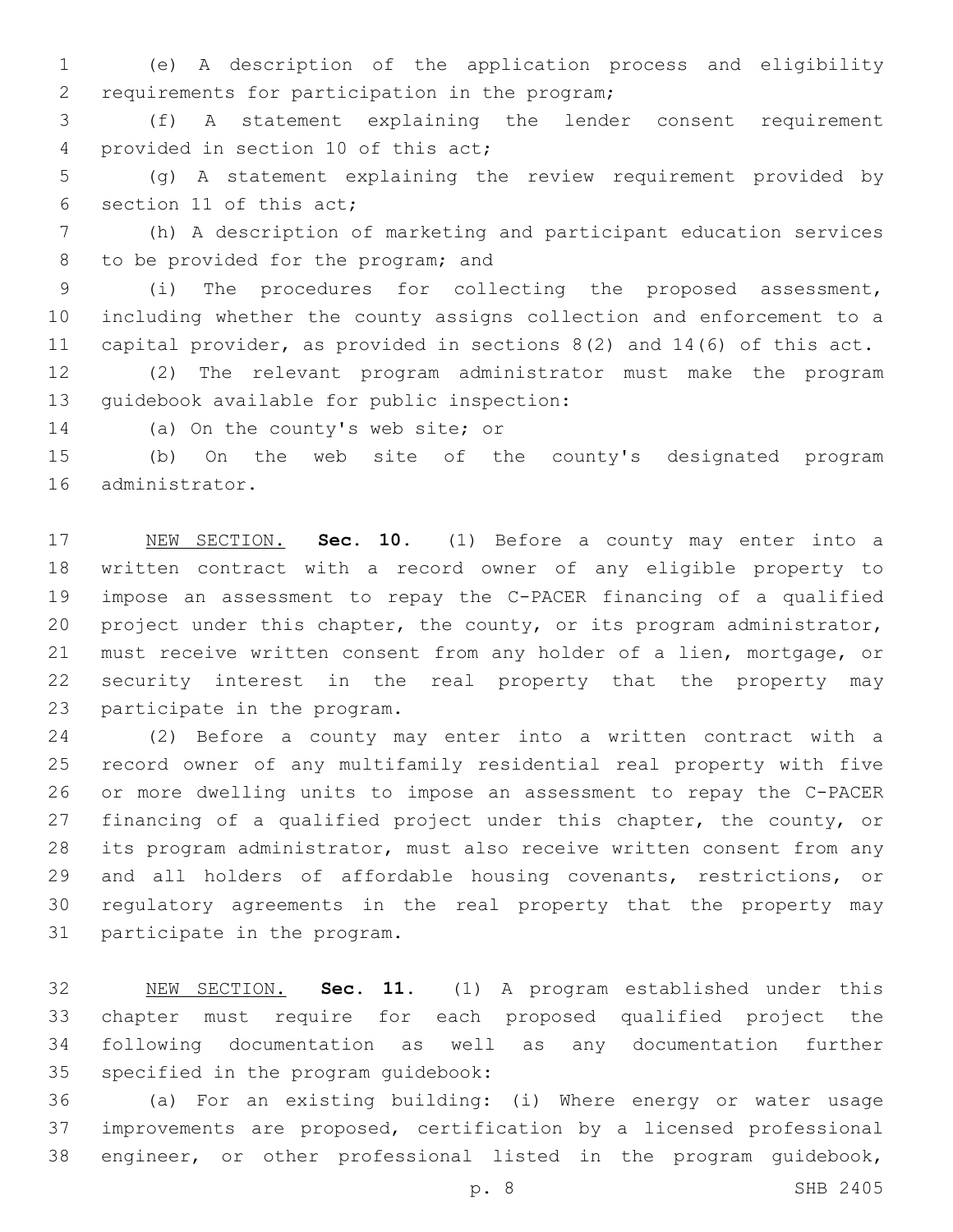(e) A description of the application process and eligibility requirements for participation in the program;

(f) A statement explaining the lender consent requirement provided in section 10 of this act;

(g) A statement explaining the review requirement provided by section 11 of this act;

(h) A description of marketing and participant education services to be provided for the program; and

(i) The procedures for collecting the proposed assessment, including whether the county assigns collection and enforcement to a capital provider, as provided in sections 8(2) and 14(6) of this act.

(2) The relevant program administrator must make the program guidebook available for public inspection:

(a) On the county's web site; or

(b) On the web site of the county's designated program administrator.

NEW SECTION. **Sec. 10.** (1) Before a county may enter into a written contract with a record owner of any eligible property to impose an assessment to repay the C-PACER financing of a qualified project under this chapter, the county, or its program administrator, must receive written consent from any holder of a lien, mortgage, or security interest in the real property that the property may participate in the program.

(2) Before a county may enter into a written contract with a record owner of any multifamily residential real property with five or more dwelling units to impose an assessment to repay the C-PACER financing of a qualified project under this chapter, the county, or its program administrator, must also receive written consent from any and all holders of affordable housing covenants, restrictions, or regulatory agreements in the real property that the property may participate in the program.

NEW SECTION. **Sec. 11.** (1) A program established under this chapter must require for each proposed qualified project the following documentation as well as any documentation further specified in the program guidebook:

(a) For an existing building: (i) Where energy or water usage improvements are proposed, certification by a licensed professional engineer, or other professional listed in the program guidebook,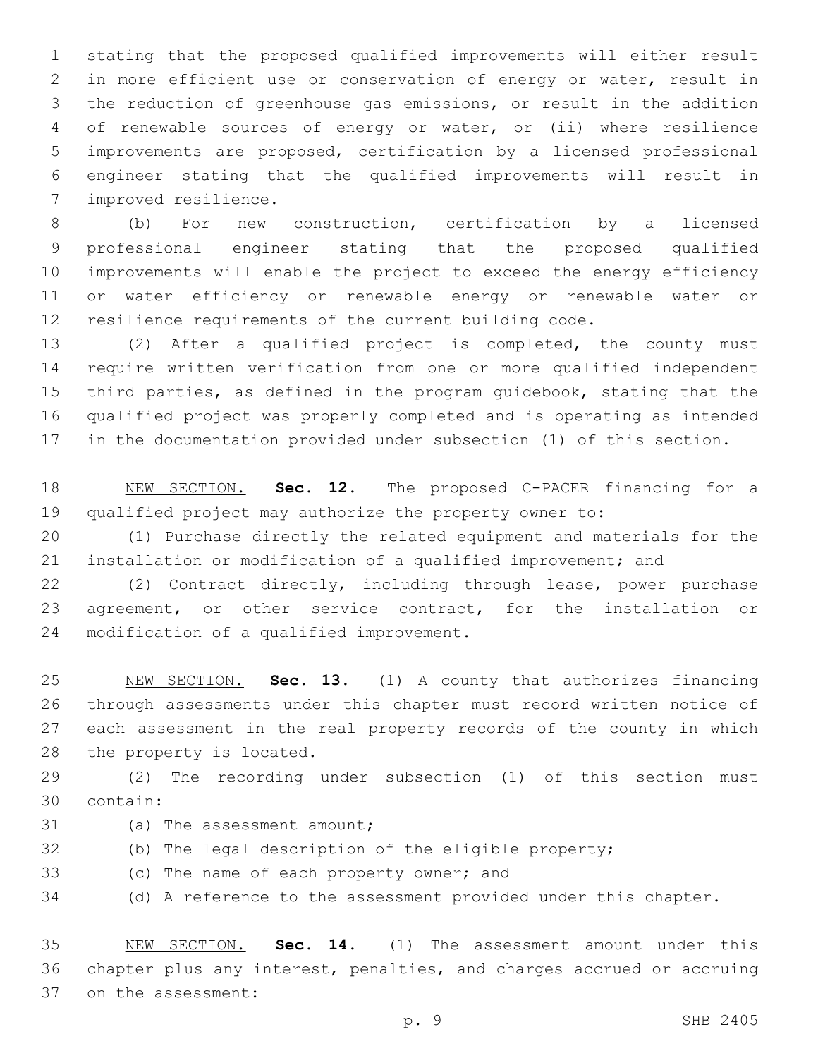stating that the proposed qualified improvements will either result in more efficient use or conservation of energy or water, result in the reduction of greenhouse gas emissions, or result in the addition of renewable sources of energy or water, or (ii) where resilience improvements are proposed, certification by a licensed professional engineer stating that the qualified improvements will result in improved resilience.

(b) For new construction, certification by a licensed professional engineer stating that the proposed qualified improvements will enable the project to exceed the energy efficiency or water efficiency or renewable energy or renewable water or resilience requirements of the current building code.

(2) After a qualified project is completed, the county must require written verification from one or more qualified independent third parties, as defined in the program guidebook, stating that the qualified project was properly completed and is operating as intended in the documentation provided under subsection (1) of this section.

NEW SECTION. **Sec. 12.** The proposed C-PACER financing for a qualified project may authorize the property owner to:

(1) Purchase directly the related equipment and materials for the installation or modification of a qualified improvement; and

(2) Contract directly, including through lease, power purchase agreement, or other service contract, for the installation or modification of a qualified improvement.

NEW SECTION. **Sec. 13.** (1) A county that authorizes financing through assessments under this chapter must record written notice of each assessment in the real property records of the county in which the property is located.

(2) The recording under subsection (1) of this section must contain:

(a) The assessment amount;

(b) The legal description of the eligible property;

(c) The name of each property owner; and

(d) A reference to the assessment provided under this chapter.

NEW SECTION. **Sec. 14.** (1) The assessment amount under this chapter plus any interest, penalties, and charges accrued or accruing on the assessment: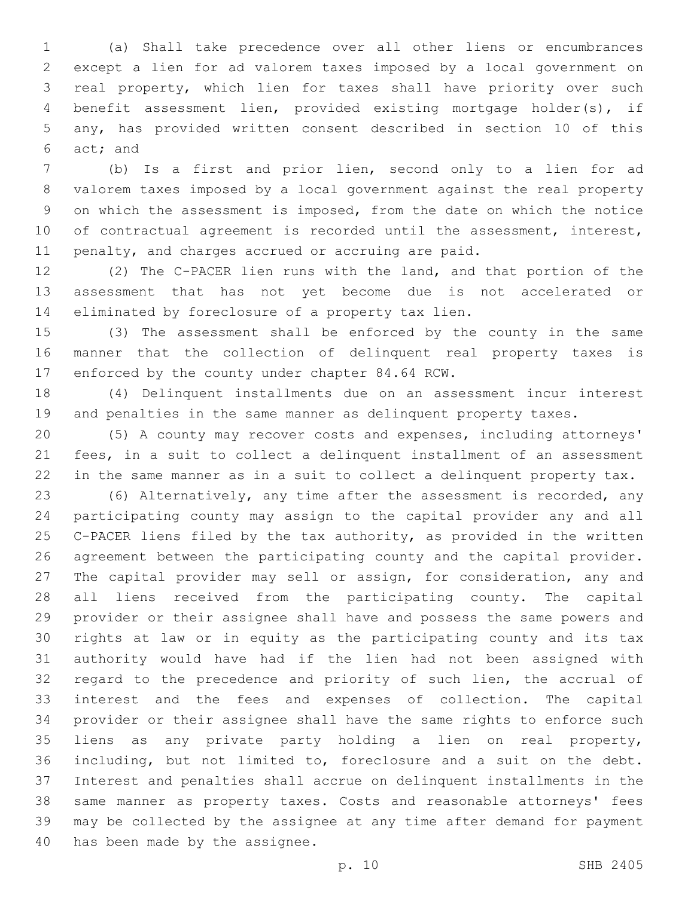(a) Shall take precedence over all other liens or encumbrances except a lien for ad valorem taxes imposed by a local government on real property, which lien for taxes shall have priority over such benefit assessment lien, provided existing mortgage holder(s), if any, has provided written consent described in section 10 of this act; and

(b) Is a first and prior lien, second only to a lien for ad valorem taxes imposed by a local government against the real property on which the assessment is imposed, from the date on which the notice of contractual agreement is recorded until the assessment, interest, penalty, and charges accrued or accruing are paid.

(2) The C-PACER lien runs with the land, and that portion of the assessment that has not yet become due is not accelerated or eliminated by foreclosure of a property tax lien.

(3) The assessment shall be enforced by the county in the same manner that the collection of delinquent real property taxes is enforced by the county under chapter 84.64 RCW.

(4) Delinquent installments due on an assessment incur interest and penalties in the same manner as delinquent property taxes.

(5) A county may recover costs and expenses, including attorneys' fees, in a suit to collect a delinquent installment of an assessment in the same manner as in a suit to collect a delinquent property tax.

(6) Alternatively, any time after the assessment is recorded, any participating county may assign to the capital provider any and all C-PACER liens filed by the tax authority, as provided in the written agreement between the participating county and the capital provider. The capital provider may sell or assign, for consideration, any and all liens received from the participating county. The capital provider or their assignee shall have and possess the same powers and rights at law or in equity as the participating county and its tax authority would have had if the lien had not been assigned with regard to the precedence and priority of such lien, the accrual of interest and the fees and expenses of collection. The capital provider or their assignee shall have the same rights to enforce such liens as any private party holding a lien on real property, including, but not limited to, foreclosure and a suit on the debt. Interest and penalties shall accrue on delinquent installments in the same manner as property taxes. Costs and reasonable attorneys' fees may be collected by the assignee at any time after demand for payment has been made by the assignee.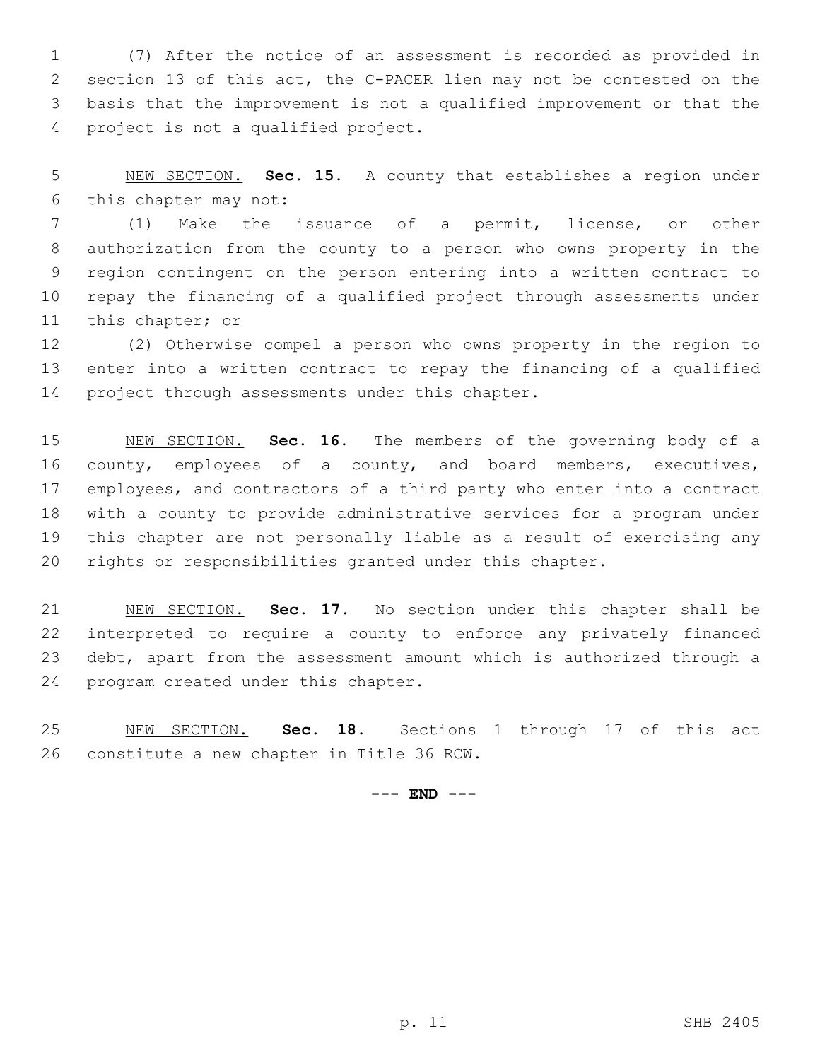(7) After the notice of an assessment is recorded as provided in section 13 of this act, the C-PACER lien may not be contested on the basis that the improvement is not a qualified improvement or that the project is not a qualified project.

NEW SECTION. **Sec. 15.** A county that establishes a region under this chapter may not:

(1) Make the issuance of a permit, license, or other authorization from the county to a person who owns property in the region contingent on the person entering into a written contract to repay the financing of a qualified project through assessments under this chapter; or

(2) Otherwise compel a person who owns property in the region to enter into a written contract to repay the financing of a qualified project through assessments under this chapter.

NEW SECTION. **Sec. 16.** The members of the governing body of a county, employees of a county, and board members, executives, employees, and contractors of a third party who enter into a contract with a county to provide administrative services for a program under this chapter are not personally liable as a result of exercising any rights or responsibilities granted under this chapter.

NEW SECTION. **Sec. 17.** No section under this chapter shall be interpreted to require a county to enforce any privately financed debt, apart from the assessment amount which is authorized through a program created under this chapter.

NEW SECTION. **Sec. 18.** Sections 1 through 17 of this act constitute a new chapter in Title 36 RCW.

**--- END ---**